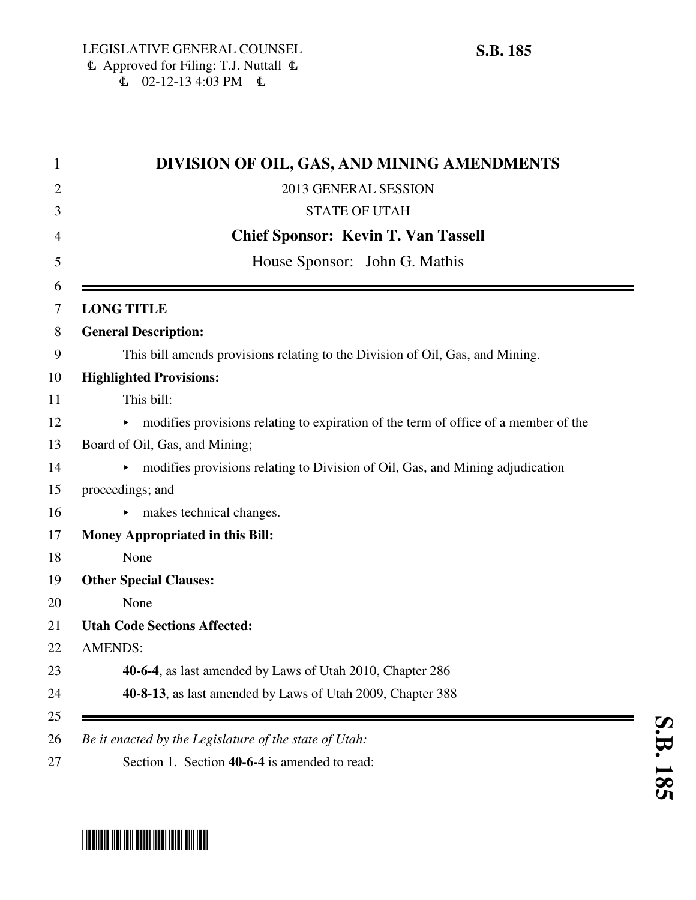LEGISLATIVE GENERAL COUNSEL
Approved for Filing: T.J. Nuttall
02-12-13 4:03 PM

**S.B. 185**

# DIVISION OF OIL, GAS, AND MINING AMENDMENTS

2013 GENERAL SESSION

STATE OF UTAH

**Chief Sponsor: Kevin T. Van Tassell**

House Sponsor: John G. Mathis

**LONG TITLE**

**General Description:**

This bill amends provisions relating to the Division of Oil, Gas, and Mining.

**Highlighted Provisions:**

This bill:

- modifies provisions relating to expiration of the term of office of a member of the Board of Oil, Gas, and Mining;
- modifies provisions relating to Division of Oil, Gas, and Mining adjudication proceedings; and
- makes technical changes.

**Money Appropriated in this Bill:**

None

**Other Special Clauses:**

None

**Utah Code Sections Affected:**

AMENDS:

**40-6-4**, as last amended by Laws of Utah 2010, Chapter 286

**40-8-13**, as last amended by Laws of Utah 2009, Chapter 388

*Be it enacted by the Legislature of the state of Utah:*

Section 1. Section **40-6-4** is amended to read: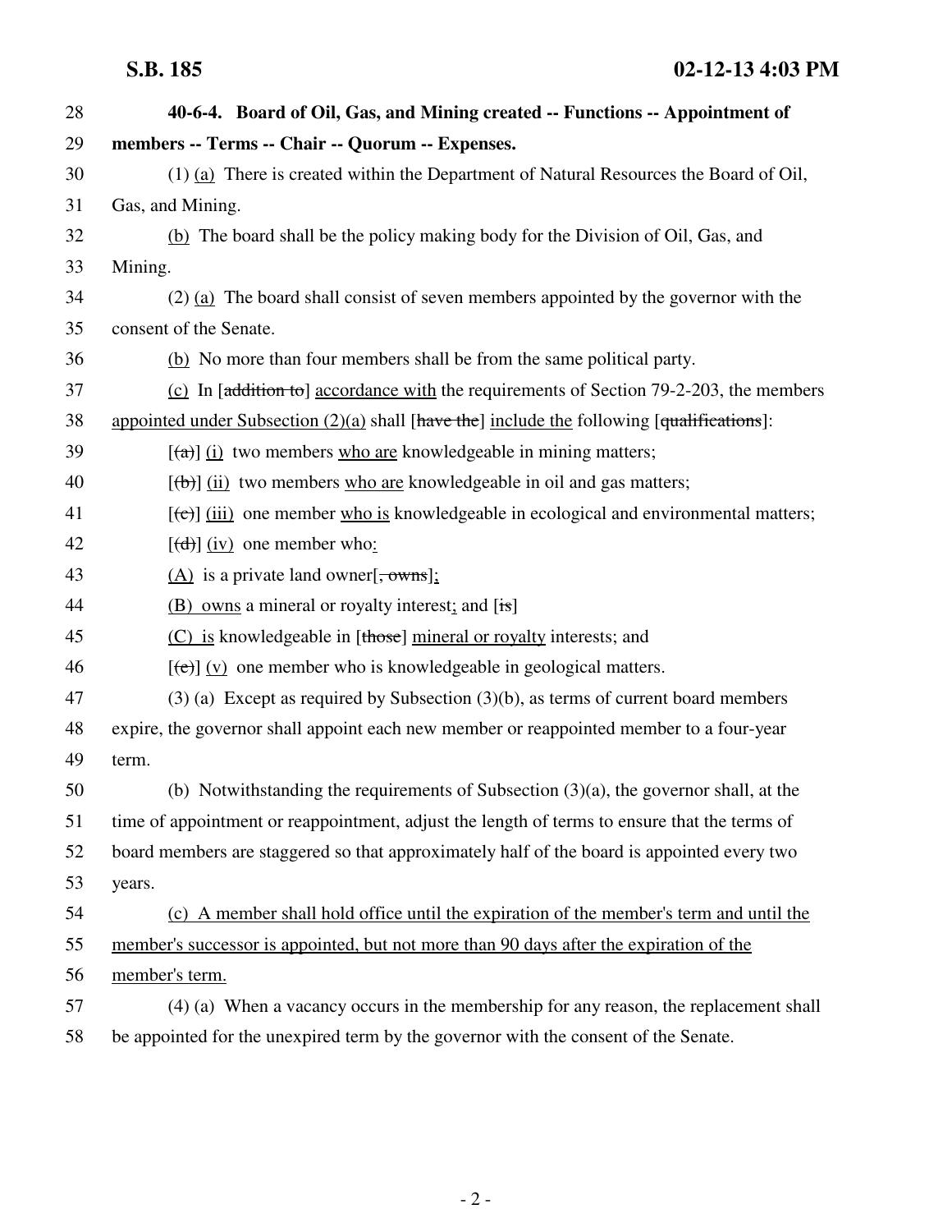**40-6-4. Board of Oil, Gas, and Mining created -- Functions -- Appointment of members -- Terms -- Chair -- Quorum -- Expenses.**

(1) <u>(a)</u> There is created within the Department of Natural Resources the Board of Oil, Gas, and Mining.

<u>(b)</u> The board shall be the policy making body for the Division of Oil, Gas, and Mining.

(2) <u>(a)</u> The board shall consist of seven members appointed by the governor with the consent of the Senate.

<u>(b)</u> No more than four members shall be from the same political party.

<u>(c)</u> In [~~addition to~~] <u>accordance with</u> the requirements of Section 79-2-203, the members <u>appointed under Subsection (2)(a)</u> shall [~~have the~~] <u>include the</u> following [~~qualifications~~]:

[~~(a)~~] <u>(i)</u> two members <u>who are</u> knowledgeable in mining matters;

[~~(b)~~] <u>(ii)</u> two members <u>who are</u> knowledgeable in oil and gas matters;

[~~(c)~~] <u>(iii)</u> one member <u>who is</u> knowledgeable in ecological and environmental matters;

[~~(d)~~] <u>(iv)</u> one member who<u>:</u>

<u>(A)</u> is a private land owner[~~, owns~~]<u>;</u>

<u>(B) owns</u> a mineral or royalty interest<u>;</u> and [~~is~~]

<u>(C) is</u> knowledgeable in [~~those~~] <u>mineral or royalty</u> interests; and

[~~(e)~~] <u>(v)</u> one member who is knowledgeable in geological matters.

(3) (a) Except as required by Subsection (3)(b), as terms of current board members expire, the governor shall appoint each new member or reappointed member to a four-year term.

(b) Notwithstanding the requirements of Subsection (3)(a), the governor shall, at the time of appointment or reappointment, adjust the length of terms to ensure that the terms of board members are staggered so that approximately half of the board is appointed every two years.

<u>(c) A member shall hold office until the expiration of the member's term and until the member's successor is appointed, but not more than 90 days after the expiration of the member's term.</u>

(4) (a) When a vacancy occurs in the membership for any reason, the replacement shall be appointed for the unexpired term by the governor with the consent of the Senate.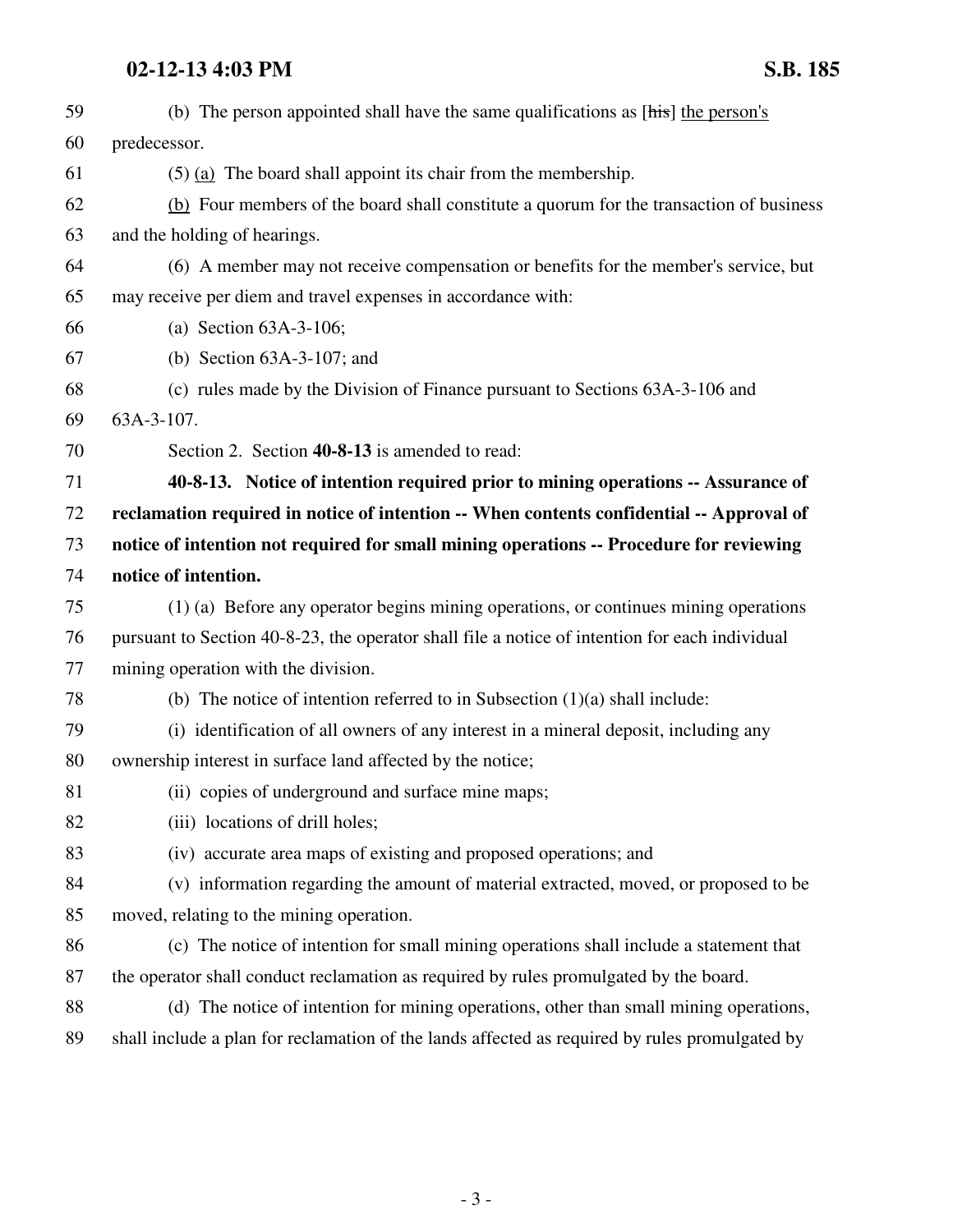59 (b) The person appointed shall have the same qualifications as [~~his~~] <u>the person's</u>
60 predecessor.

61 (5) <u>(a)</u> The board shall appoint its chair from the membership.

62 <u>(b)</u> Four members of the board shall constitute a quorum for the transaction of business
63 and the holding of hearings.

64 (6) A member may not receive compensation or benefits for the member's service, but
65 may receive per diem and travel expenses in accordance with:

66 (a) Section 63A-3-106;

67 (b) Section 63A-3-107; and

68 (c) rules made by the Division of Finance pursuant to Sections 63A-3-106 and
69 63A-3-107.

70 Section 2. Section **40-8-13** is amended to read:

71 **40-8-13. Notice of intention required prior to mining operations -- Assurance of**
72 **reclamation required in notice of intention -- When contents confidential -- Approval of**
73 **notice of intention not required for small mining operations -- Procedure for reviewing**
74 **notice of intention.**

75 (1) (a) Before any operator begins mining operations, or continues mining operations
76 pursuant to Section 40-8-23, the operator shall file a notice of intention for each individual
77 mining operation with the division.

78 (b) The notice of intention referred to in Subsection (1)(a) shall include:

79 (i) identification of all owners of any interest in a mineral deposit, including any
80 ownership interest in surface land affected by the notice;

81 (ii) copies of underground and surface mine maps;

82 (iii) locations of drill holes;

83 (iv) accurate area maps of existing and proposed operations; and

84 (v) information regarding the amount of material extracted, moved, or proposed to be
85 moved, relating to the mining operation.

86 (c) The notice of intention for small mining operations shall include a statement that
87 the operator shall conduct reclamation as required by rules promulgated by the board.

88 (d) The notice of intention for mining operations, other than small mining operations,
89 shall include a plan for reclamation of the lands affected as required by rules promulgated by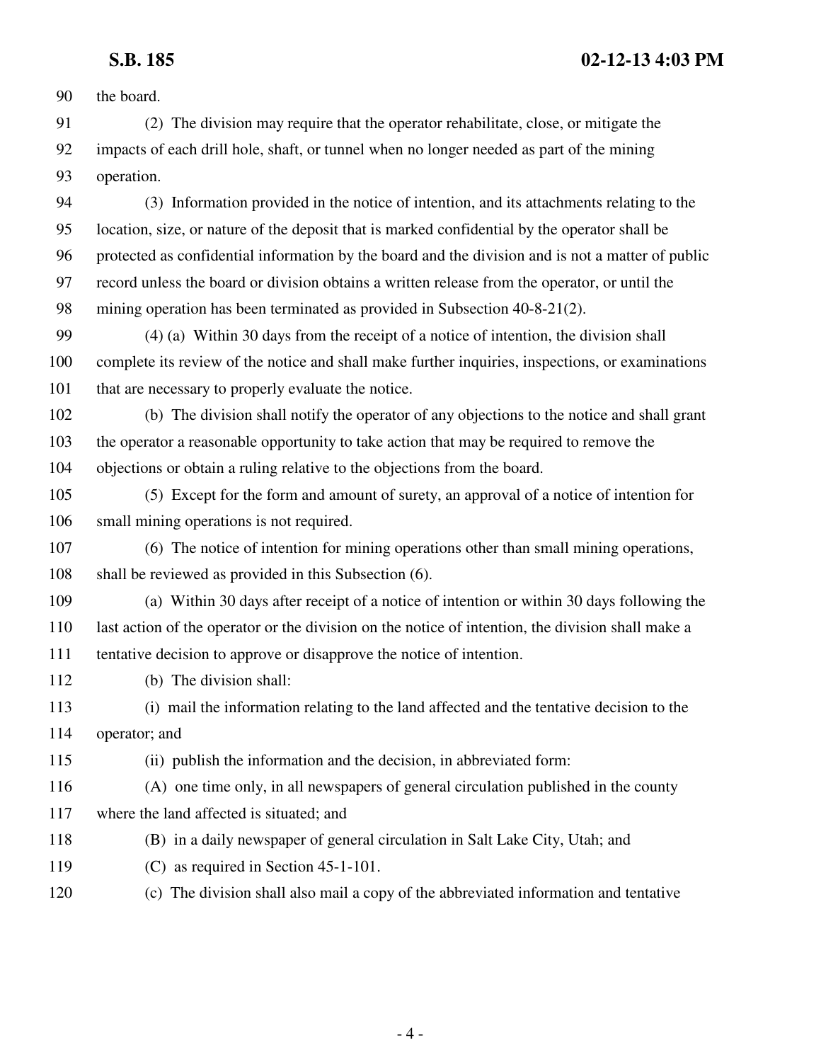the board.

(2) The division may require that the operator rehabilitate, close, or mitigate the impacts of each drill hole, shaft, or tunnel when no longer needed as part of the mining operation.

(3) Information provided in the notice of intention, and its attachments relating to the location, size, or nature of the deposit that is marked confidential by the operator shall be protected as confidential information by the board and the division and is not a matter of public record unless the board or division obtains a written release from the operator, or until the mining operation has been terminated as provided in Subsection 40-8-21(2).

(4) (a) Within 30 days from the receipt of a notice of intention, the division shall complete its review of the notice and shall make further inquiries, inspections, or examinations that are necessary to properly evaluate the notice.

(b) The division shall notify the operator of any objections to the notice and shall grant the operator a reasonable opportunity to take action that may be required to remove the objections or obtain a ruling relative to the objections from the board.

(5) Except for the form and amount of surety, an approval of a notice of intention for small mining operations is not required.

(6) The notice of intention for mining operations other than small mining operations, shall be reviewed as provided in this Subsection (6).

(a) Within 30 days after receipt of a notice of intention or within 30 days following the last action of the operator or the division on the notice of intention, the division shall make a tentative decision to approve or disapprove the notice of intention.

(b) The division shall:

(i) mail the information relating to the land affected and the tentative decision to the operator; and

(ii) publish the information and the decision, in abbreviated form:

(A) one time only, in all newspapers of general circulation published in the county where the land affected is situated; and

(B) in a daily newspaper of general circulation in Salt Lake City, Utah; and

(C) as required in Section 45-1-101.

(c) The division shall also mail a copy of the abbreviated information and tentative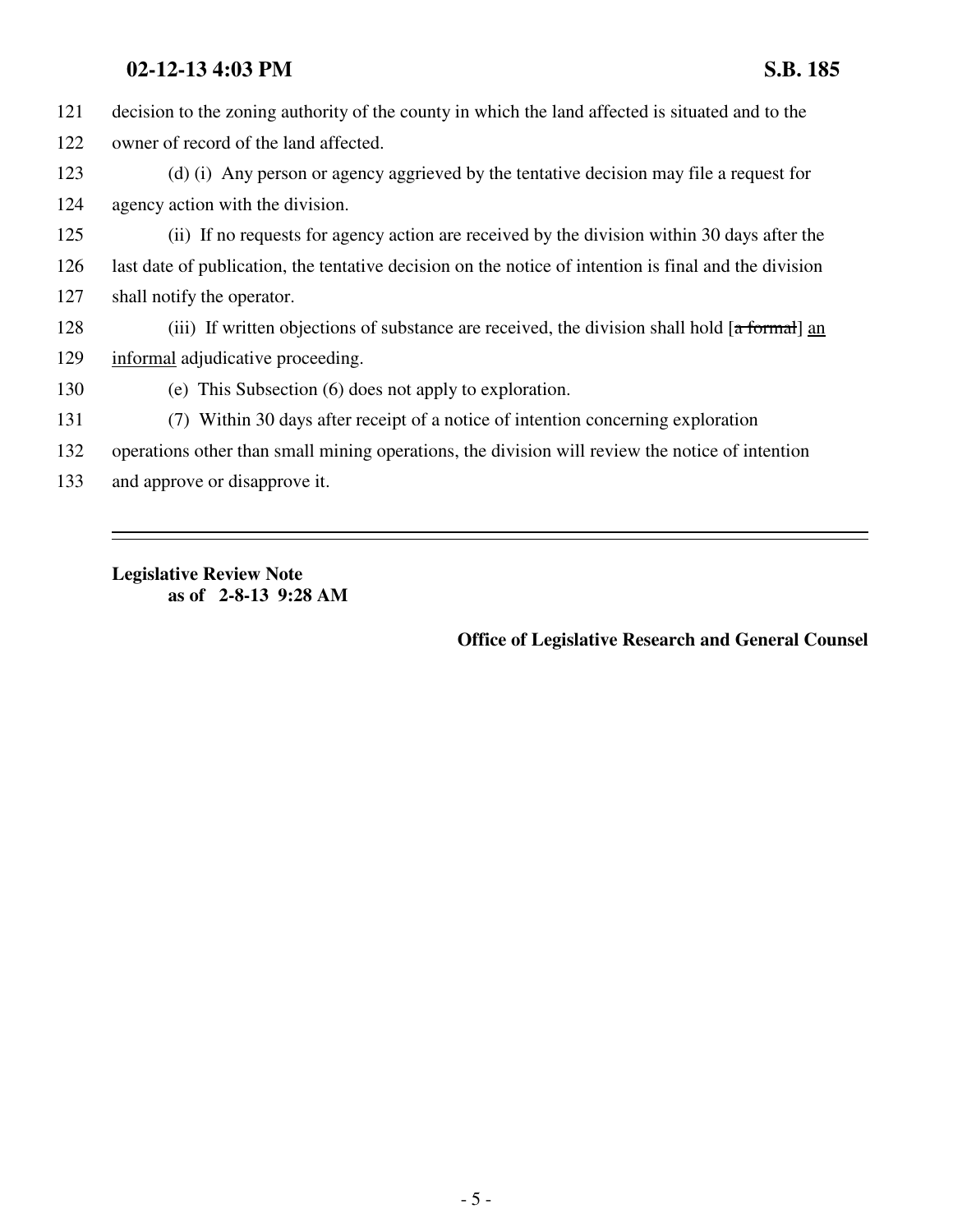121 decision to the zoning authority of the county in which the land affected is situated and to the
122 owner of record of the land affected.

123 (d) (i) Any person or agency aggrieved by the tentative decision may file a request for
124 agency action with the division.

125 (ii) If no requests for agency action are received by the division within 30 days after the
126 last date of publication, the tentative decision on the notice of intention is final and the division
127 shall notify the operator.

128 (iii) If written objections of substance are received, the division shall hold [~~a formal~~] <u>an</u>
129 <u>informal</u> adjudicative proceeding.

130 (e) This Subsection (6) does not apply to exploration.

131 (7) Within 30 days after receipt of a notice of intention concerning exploration
132 operations other than small mining operations, the division will review the notice of intention
133 and approve or disapprove it.

---

**Legislative Review Note**
**as of 2-8-13 9:28 AM**

**Office of Legislative Research and General Counsel**